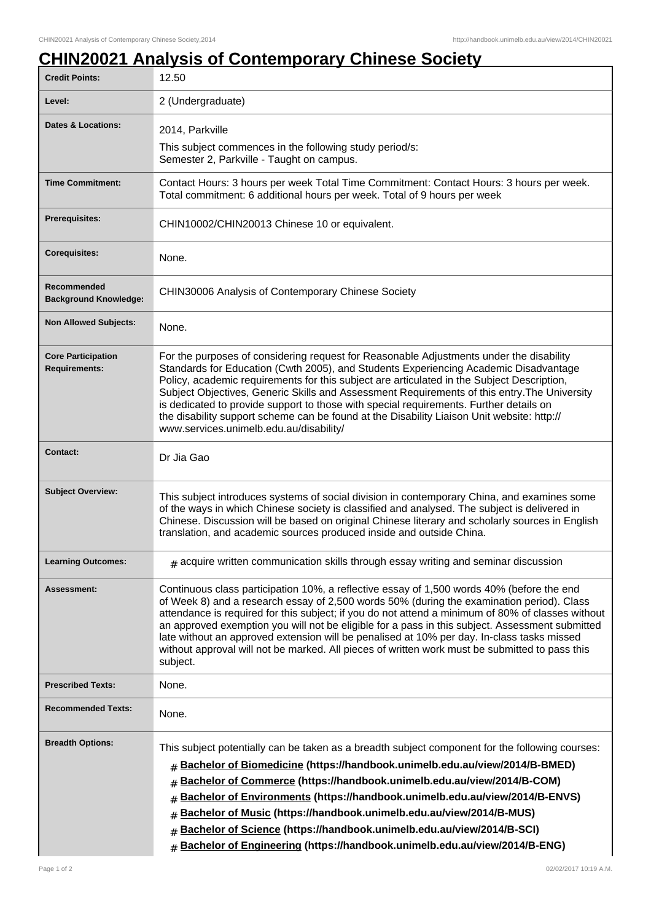# CHIN20021 Analysis of Contemporary Chinese Society

| | |
|---|---|
| **Credit Points:** | 12.50 |
| **Level:** | 2 (Undergraduate) |
| **Dates & Locations:** | 2014, Parkville<br>This subject commences in the following study period/s:<br>Semester 2, Parkville - Taught on campus. |
| **Time Commitment:** | Contact Hours: 3 hours per week Total Time Commitment: Contact Hours: 3 hours per week. Total commitment: 6 additional hours per week. Total of 9 hours per week |
| **Prerequisites:** | CHIN10002/CHIN20013 Chinese 10 or equivalent. |
| **Corequisites:** | None. |
| **Recommended Background Knowledge:** | CHIN30006 Analysis of Contemporary Chinese Society |
| **Non Allowed Subjects:** | None. |
| **Core Participation Requirements:** | For the purposes of considering request for Reasonable Adjustments under the disability Standards for Education (Cwth 2005), and Students Experiencing Academic Disadvantage Policy, academic requirements for this subject are articulated in the Subject Description, Subject Objectives, Generic Skills and Assessment Requirements of this entry.The University is dedicated to provide support to those with special requirements. Further details on the disability support scheme can be found at the Disability Liaison Unit website: http://www.services.unimelb.edu.au/disability/ |
| **Contact:** | Dr Jia Gao |
| **Subject Overview:** | This subject introduces systems of social division in contemporary China, and examines some of the ways in which Chinese society is classified and analysed. The subject is delivered in Chinese. Discussion will be based on original Chinese literary and scholarly sources in English translation, and academic sources produced inside and outside China. |
| **Learning Outcomes:** | # acquire written communication skills through essay writing and seminar discussion |
| **Assessment:** | Continuous class participation 10%, a reflective essay of 1,500 words 40% (before the end of Week 8) and a research essay of 2,500 words 50% (during the examination period). Class attendance is required for this subject; if you do not attend a minimum of 80% of classes without an approved exemption you will not be eligible for a pass in this subject. Assessment submitted late without an approved extension will be penalised at 10% per day. In-class tasks missed without approval will not be marked. All pieces of written work must be submitted to pass this subject. |
| **Prescribed Texts:** | None. |
| **Recommended Texts:** | None. |
| **Breadth Options:** | This subject potentially can be taken as a breadth subject component for the following courses:<br># **Bachelor of Biomedicine (https://handbook.unimelb.edu.au/view/2014/B-BMED)**<br># **Bachelor of Commerce (https://handbook.unimelb.edu.au/view/2014/B-COM)**<br># **Bachelor of Environments (https://handbook.unimelb.edu.au/view/2014/B-ENVS)**<br># **Bachelor of Music (https://handbook.unimelb.edu.au/view/2014/B-MUS)**<br># **Bachelor of Science (https://handbook.unimelb.edu.au/view/2014/B-SCI)**<br># **Bachelor of Engineering (https://handbook.unimelb.edu.au/view/2014/B-ENG)** |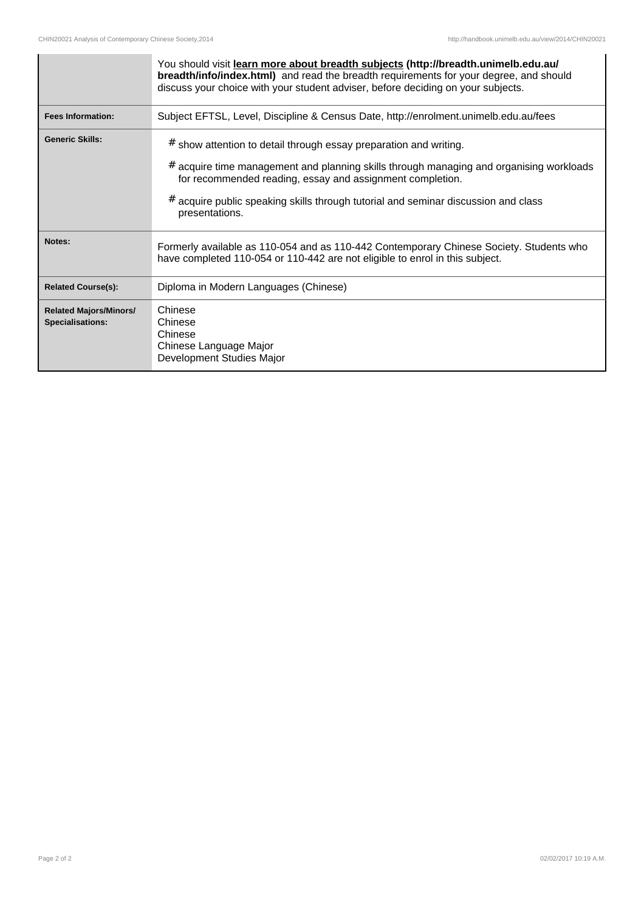| | |
|---|---|
| | You should visit **learn more about breadth subjects (http://breadth.unimelb.edu.au/breadth/info/index.html)** and read the breadth requirements for your degree, and should discuss your choice with your student adviser, before deciding on your subjects. |
| **Fees Information:** | Subject EFTSL, Level, Discipline & Census Date, http://enrolment.unimelb.edu.au/fees |
| **Generic Skills:** | # show attention to detail through essay preparation and writing.<br># acquire time management and planning skills through managing and organising workloads for recommended reading, essay and assignment completion.<br># acquire public speaking skills through tutorial and seminar discussion and class presentations. |
| **Notes:** | Formerly available as 110-054 and as 110-442 Contemporary Chinese Society. Students who have completed 110-054 or 110-442 are not eligible to enrol in this subject. |
| **Related Course(s):** | Diploma in Modern Languages (Chinese) |
| **Related Majors/Minors/ Specialisations:** | Chinese<br>Chinese<br>Chinese<br>Chinese Language Major<br>Development Studies Major |